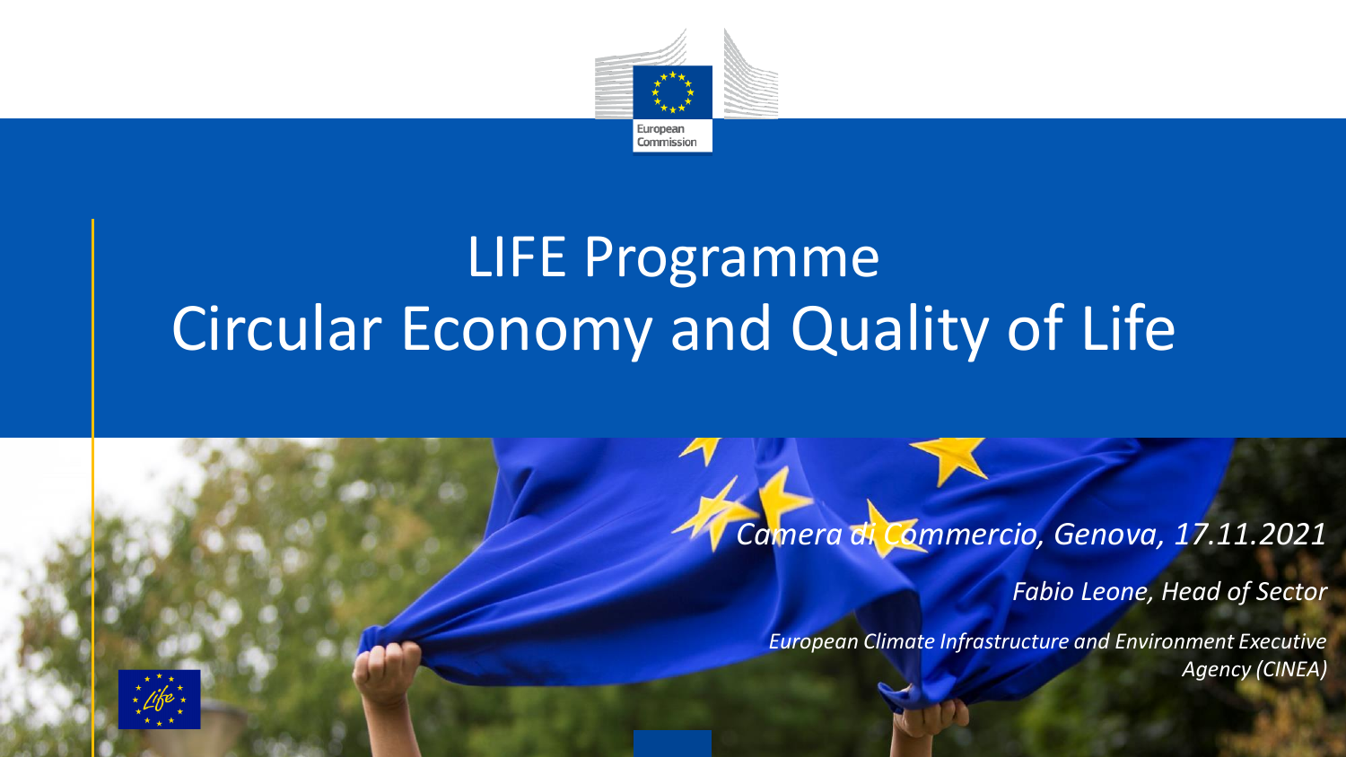European Commission

# LIFE Programme
# Circular Economy and Quality of Life

*Camera di Commercio, Genova, 17.11.2021*

*Fabio Leone, Head of Sector*

*European Climate Infrastructure and Environment Executive Agency (CINEA)*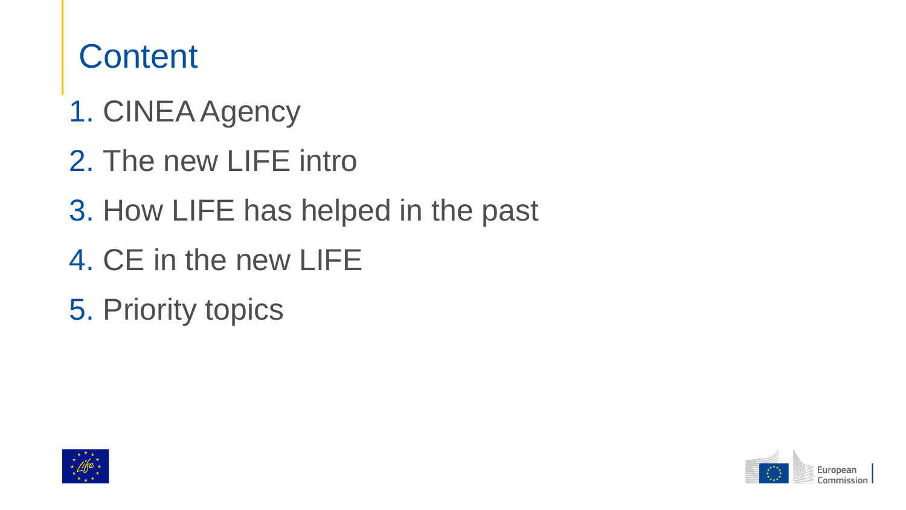# Content

1. CINEA Agency
2. The new LIFE intro
3. How LIFE has helped in the past
4. CE in the new LIFE
5. Priority topics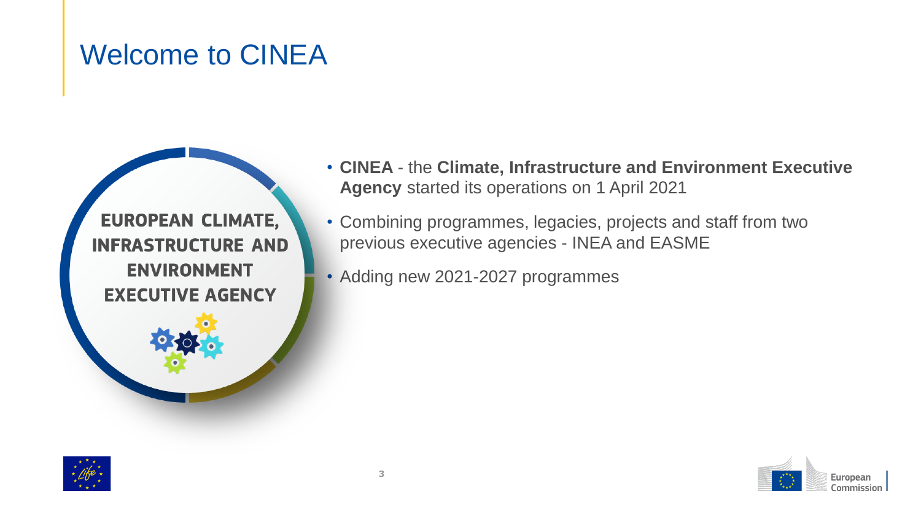# Welcome to CINEA

EUROPEAN CLIMATE, INFRASTRUCTURE AND ENVIRONMENT EXECUTIVE AGENCY

- **CINEA** - the **Climate, Infrastructure and Environment Executive Agency** started its operations on 1 April 2021
- Combining programmes, legacies, projects and staff from two previous executive agencies - INEA and EASME
- Adding new 2021-2027 programmes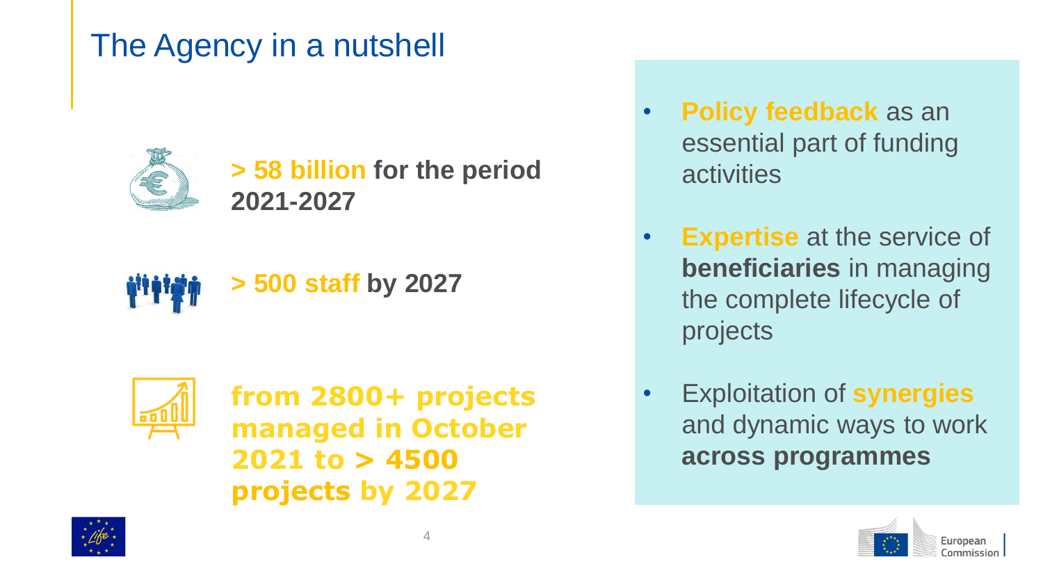# The Agency in a nutshell

**> 58 billion for the period 2021-2027**

**> 500 staff by 2027**

**from 2800+ projects managed in October 2021 to > 4500 projects by 2027**

- **Policy feedback** as an essential part of funding activities
- **Expertise** at the service of **beneficiaries** in managing the complete lifecycle of projects
- Exploitation of **synergies** and dynamic ways to work **across programmes**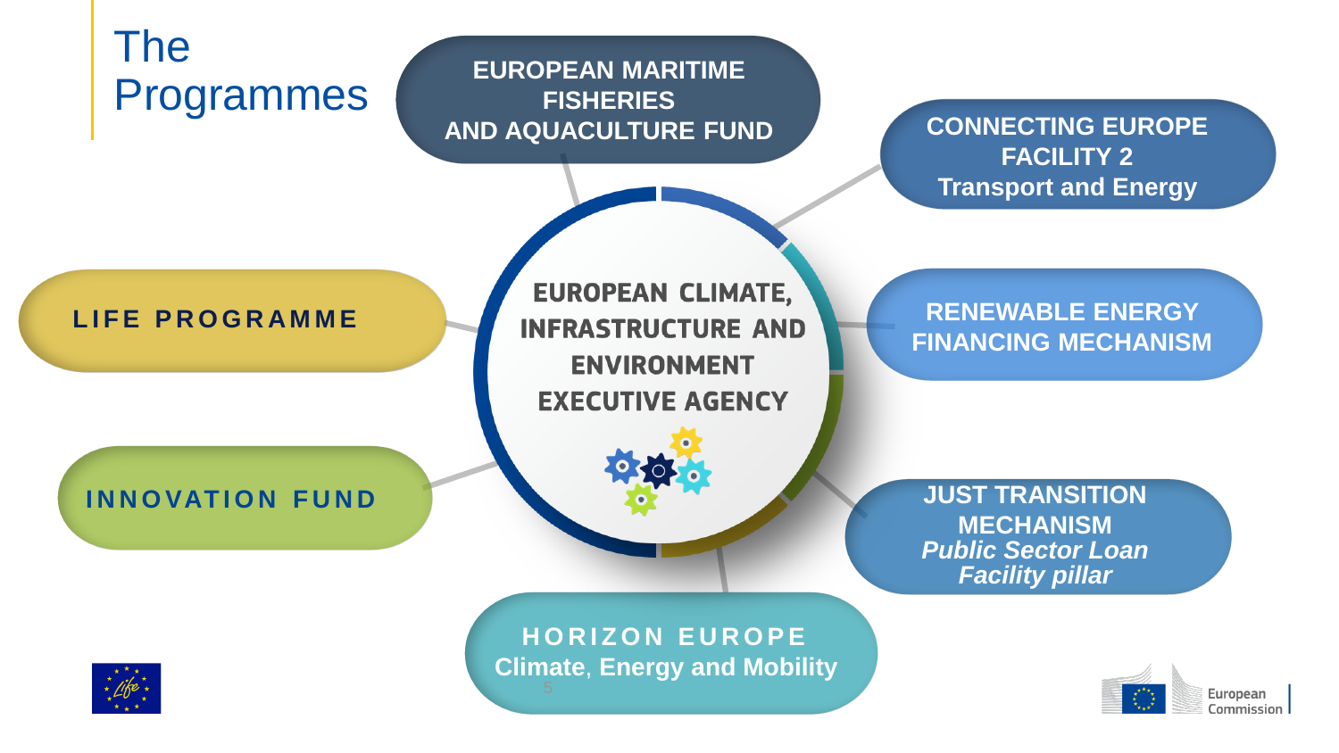# The Programmes

**EUROPEAN CLIMATE, INFRASTRUCTURE AND ENVIRONMENT EXECUTIVE AGENCY**

- **EUROPEAN MARITIME FISHERIES AND AQUACULTURE FUND**
- **CONNECTING EUROPE FACILITY 2**
  **Transport and Energy**
- **RENEWABLE ENERGY FINANCING MECHANISM**
- **JUST TRANSITION MECHANISM**
  ***Public Sector Loan Facility pillar***
- **HORIZON EUROPE**
  **Climate, Energy and Mobility**
- **INNOVATION FUND**
- **LIFE PROGRAMME**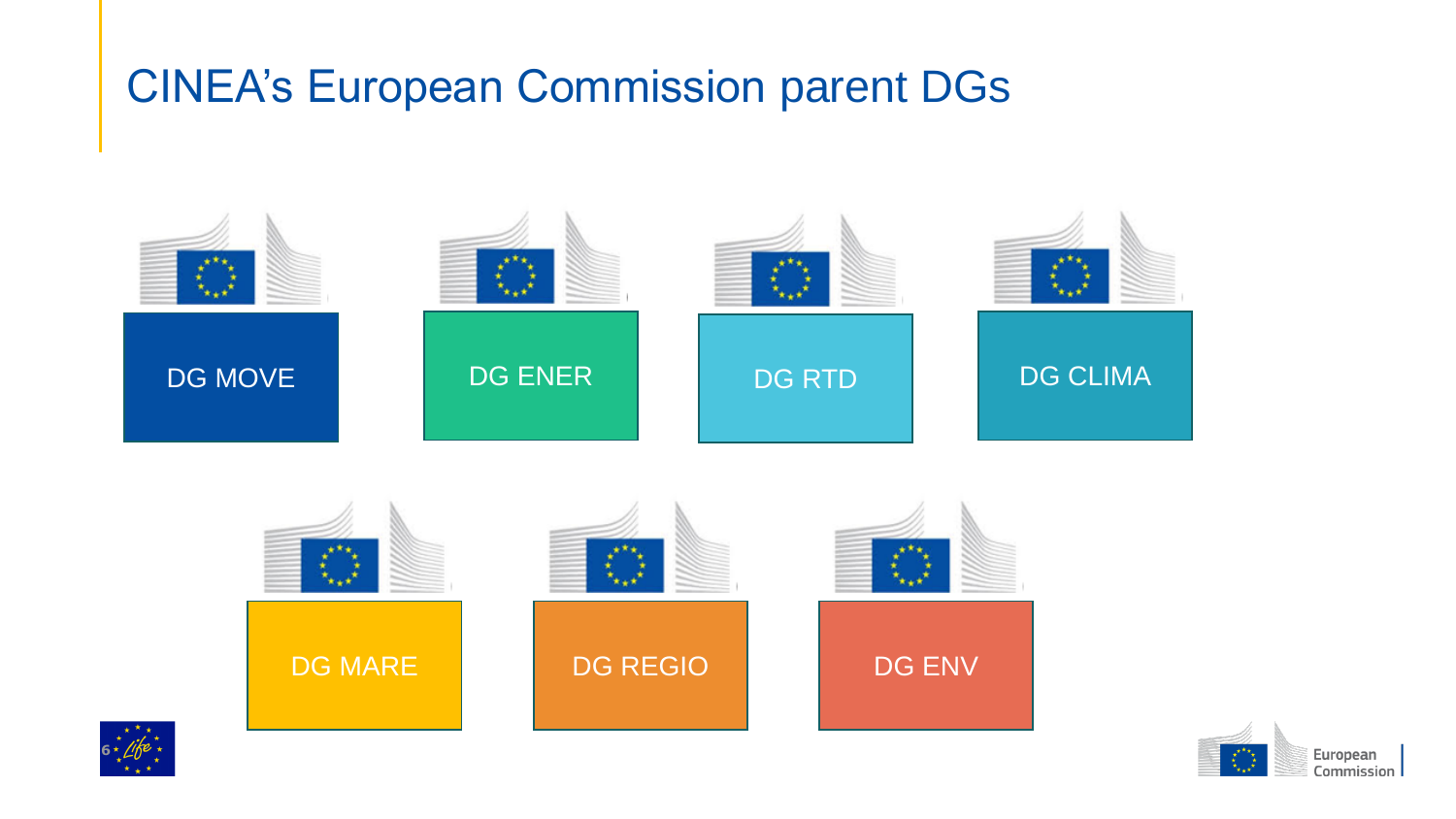# CINEA's European Commission parent DGs

- DG MOVE
- DG ENER
- DG RTD
- DG CLIMA
- DG MARE
- DG REGIO
- DG ENV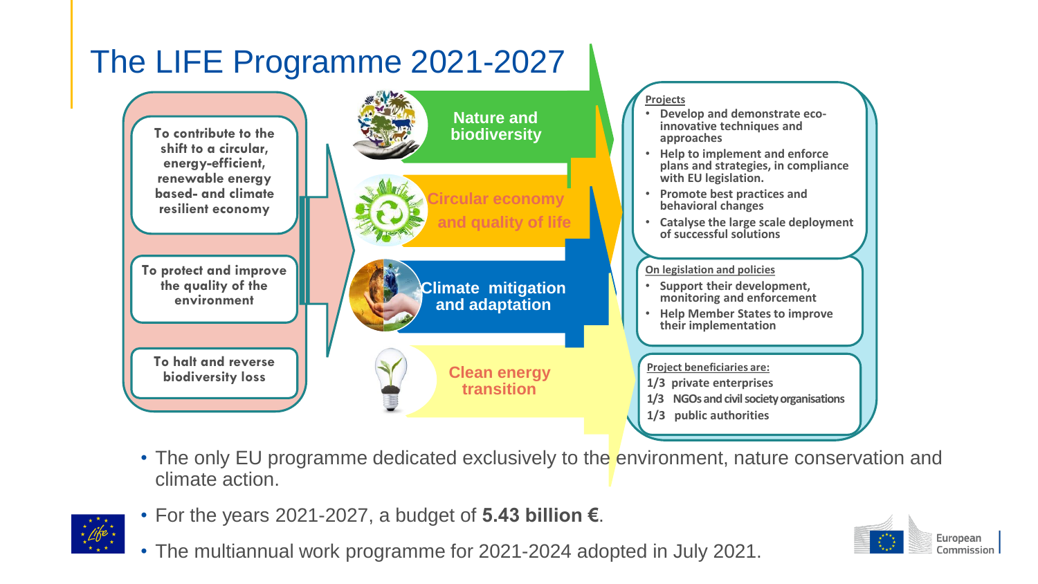# The LIFE Programme 2021-2027

- To contribute to the shift to a circular, energy-efficient, renewable energy based- and climate resilient economy
- To protect and improve the quality of the environment
- To halt and reverse biodiversity loss

**Nature and biodiversity**

**Circular economy and quality of life**

**Climate mitigation and adaptation**

**Clean energy transition**

**Projects**

- Develop and demonstrate eco-innovative techniques and approaches
- Help to implement and enforce plans and strategies, in compliance with EU legislation.
- Promote best practices and behavioral changes
- Catalyse the large scale deployment of successful solutions

**On legislation and policies**

- Support their development, monitoring and enforcement
- Help Member States to improve their implementation

**Project beneficiaries are:**

1/3 private enterprises
1/3 NGOs and civil society organisations
1/3 public authorities

- The only EU programme dedicated exclusively to the environment, nature conservation and climate action.
- For the years 2021-2027, a budget of **5.43 billion €**.
- The multiannual work programme for 2021-2024 adopted in July 2021.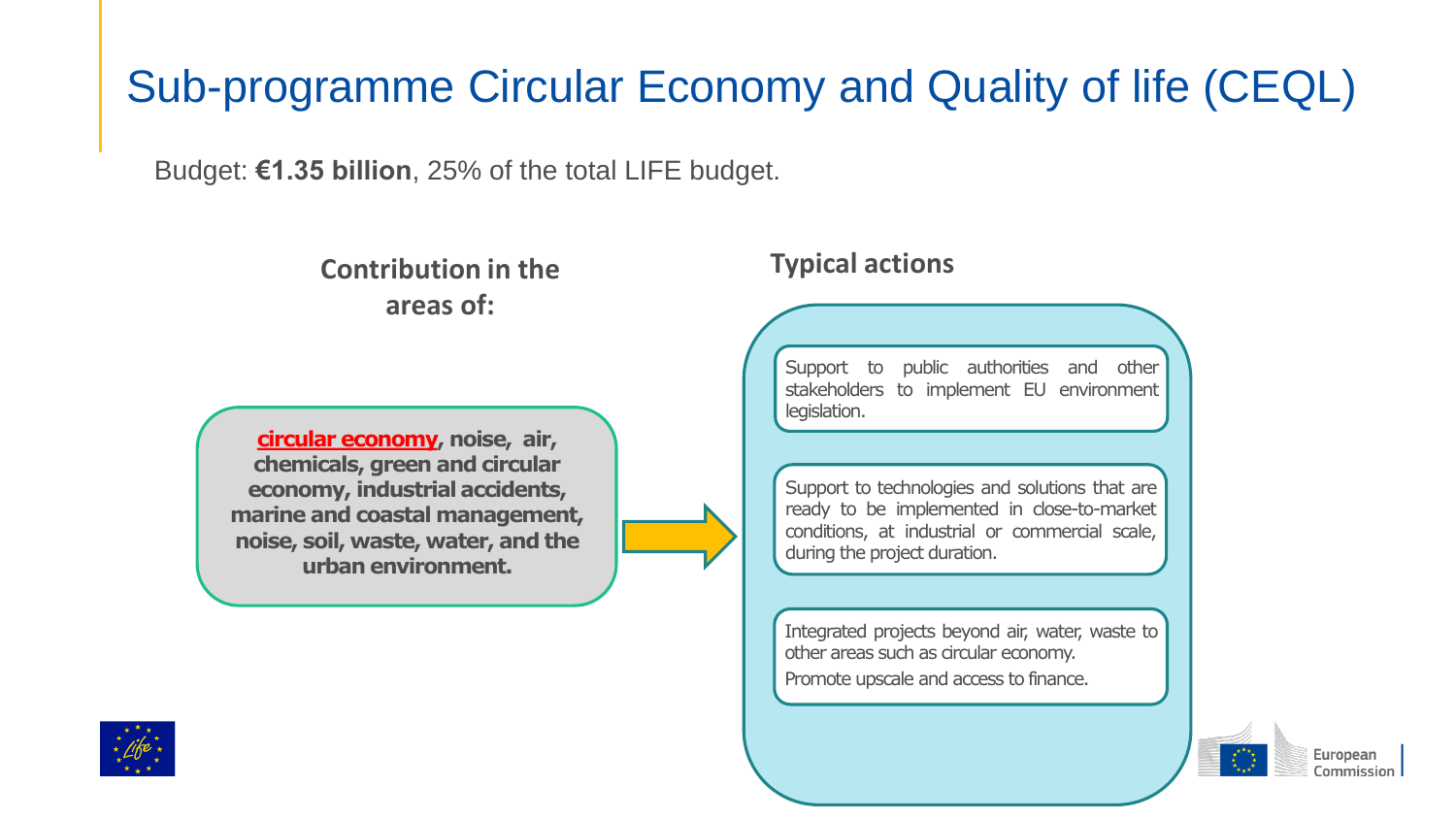# Sub-programme Circular Economy and Quality of life (CEQL)

Budget: **€1.35 billion**, 25% of the total LIFE budget.

### Contribution in the areas of:

**circular economy, noise, air, chemicals, green and circular economy, industrial accidents, marine and coastal management, noise, soil, waste, water, and the urban environment.**

### Typical actions

- Support to public authorities and other stakeholders to implement EU environment legislation.
- Support to technologies and solutions that are ready to be implemented in close-to-market conditions, at industrial or commercial scale, during the project duration.
- Integrated projects beyond air, water, waste to other areas such as circular economy.
  Promote upscale and access to finance.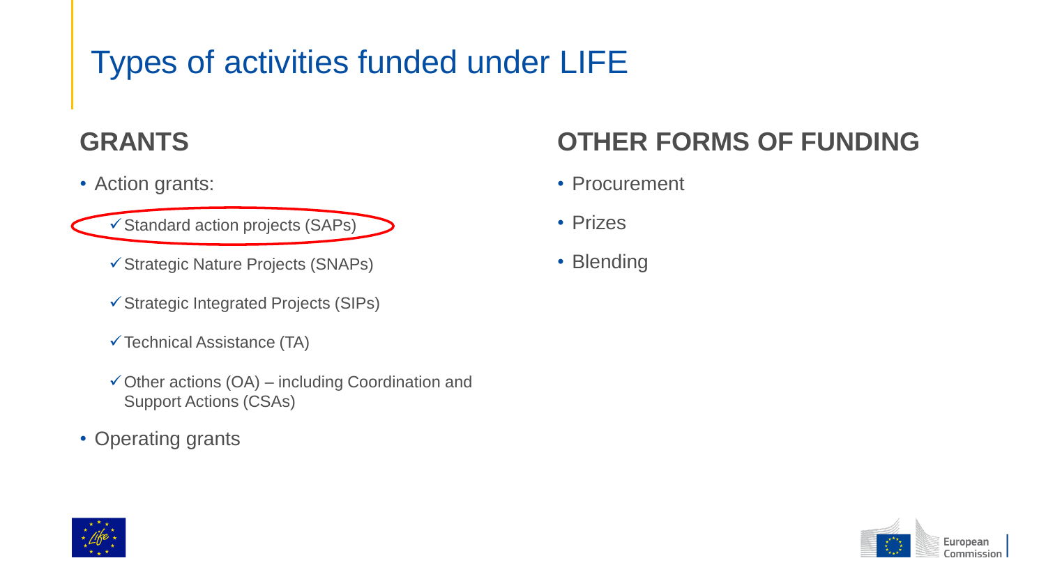# Types of activities funded under LIFE

## GRANTS

- Action grants:
  - ✓ Standard action projects (SAPs)
  - ✓ Strategic Nature Projects (SNAPs)
  - ✓ Strategic Integrated Projects (SIPs)
  - ✓ Technical Assistance (TA)
  - ✓ Other actions (OA) – including Coordination and Support Actions (CSAs)
- Operating grants

## OTHER FORMS OF FUNDING

- Procurement
- Prizes
- Blending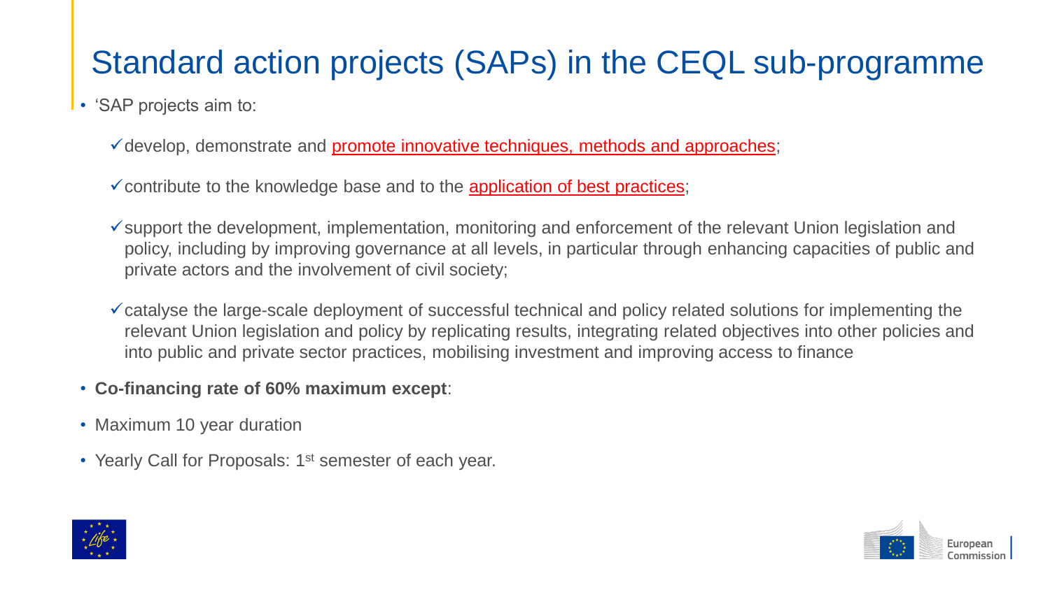# Standard action projects (SAPs) in the CEQL sub-programme

- ‘SAP projects aim to:
  - ✓ develop, demonstrate and promote innovative techniques, methods and approaches;
  - ✓ contribute to the knowledge base and to the application of best practices;
  - ✓ support the development, implementation, monitoring and enforcement of the relevant Union legislation and policy, including by improving governance at all levels, in particular through enhancing capacities of public and private actors and the involvement of civil society;
  - ✓ catalyse the large-scale deployment of successful technical and policy related solutions for implementing the relevant Union legislation and policy by replicating results, integrating related objectives into other policies and into public and private sector practices, mobilising investment and improving access to finance
- **Co-financing rate of 60% maximum except**:
- Maximum 10 year duration
- Yearly Call for Proposals: 1st semester of each year.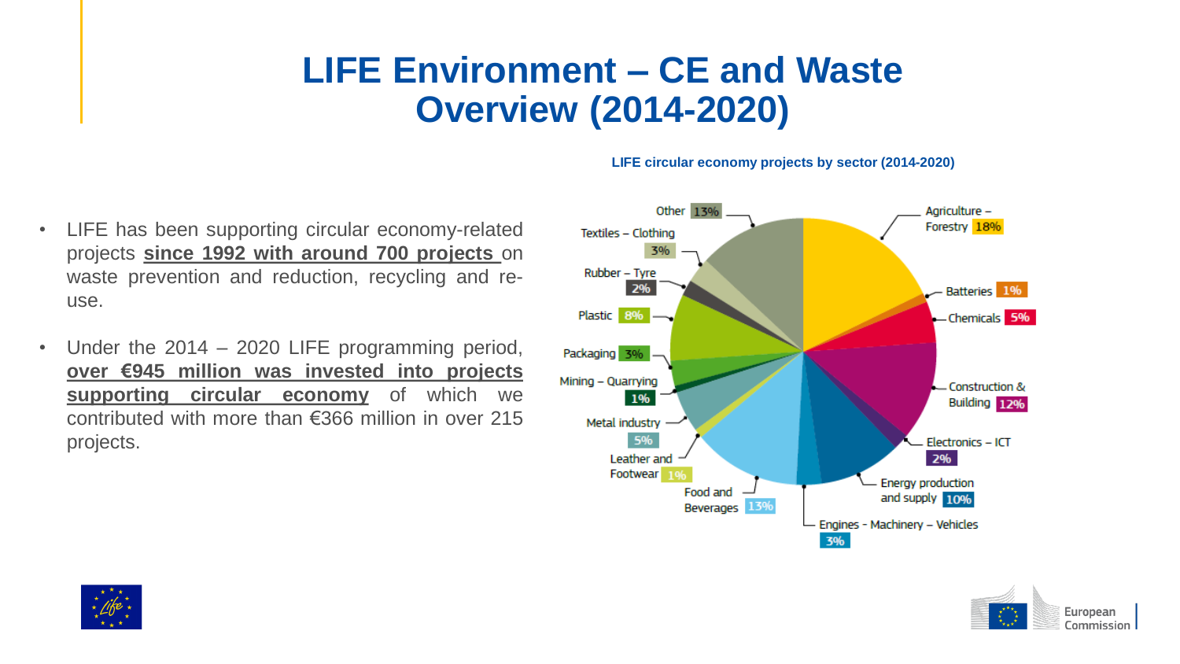# LIFE Environment – CE and Waste Overview (2014-2020)

- LIFE has been supporting circular economy-related projects **since 1992 with around 700 projects** on waste prevention and reduction, recycling and re-use.
- Under the 2014 – 2020 LIFE programming period, **over €945 million was invested into projects supporting circular economy** of which we contributed with more than €366 million in over 215 projects.

**LIFE circular economy projects by sector (2014-2020)**

| Sector | Share |
|---|---|
| Agriculture – Forestry | 18% |
| Batteries | 1% |
| Chemicals | 5% |
| Construction & Building | 12% |
| Electronics – ICT | 2% |
| Energy production and supply | 10% |
| Engines - Machinery – Vehicles | 3% |
| Food and Beverages | 13% |
| Leather and Footwear | 1% |
| Metal industry | 5% |
| Mining – Quarrying | 1% |
| Packaging | 3% |
| Plastic | 8% |
| Rubber – Tyre | 2% |
| Textiles – Clothing | 3% |
| Other | 13% |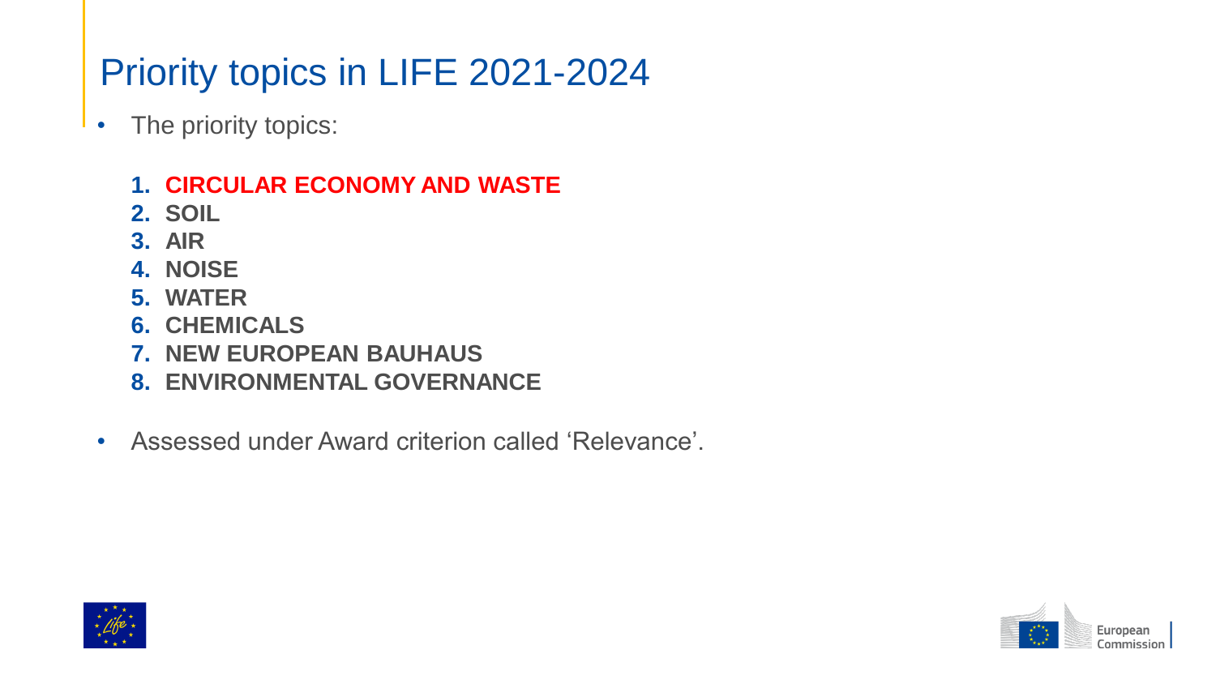# Priority topics in LIFE 2021-2024

- The priority topics:

  1. **CIRCULAR ECONOMY AND WASTE**
  2. **SOIL**
  3. **AIR**
  4. **NOISE**
  5. **WATER**
  6. **CHEMICALS**
  7. **NEW EUROPEAN BAUHAUS**
  8. **ENVIRONMENTAL GOVERNANCE**

- Assessed under Award criterion called 'Relevance'.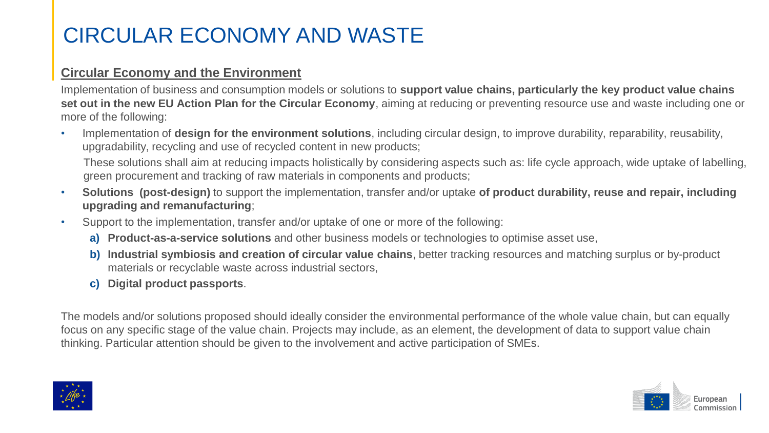# CIRCULAR ECONOMY AND WASTE

**Circular Economy and the Environment**

Implementation of business and consumption models or solutions to **support value chains, particularly the key product value chains set out in the new EU Action Plan for the Circular Economy**, aiming at reducing or preventing resource use and waste including one or more of the following:

- Implementation of **design for the environment solutions**, including circular design, to improve durability, reparability, reusability, upgradability, recycling and use of recycled content in new products;

  These solutions shall aim at reducing impacts holistically by considering aspects such as: life cycle approach, wide uptake of labelling, green procurement and tracking of raw materials in components and products;
- **Solutions (post-design)** to support the implementation, transfer and/or uptake **of product durability, reuse and repair, including upgrading and remanufacturing**;
- Support to the implementation, transfer and/or uptake of one or more of the following:
  - **a) Product-as-a-service solutions** and other business models or technologies to optimise asset use,
  - **b) Industrial symbiosis and creation of circular value chains**, better tracking resources and matching surplus or by-product materials or recyclable waste across industrial sectors,
  - **c) Digital product passports**.

The models and/or solutions proposed should ideally consider the environmental performance of the whole value chain, but can equally focus on any specific stage of the value chain. Projects may include, as an element, the development of data to support value chain thinking. Particular attention should be given to the involvement and active participation of SMEs.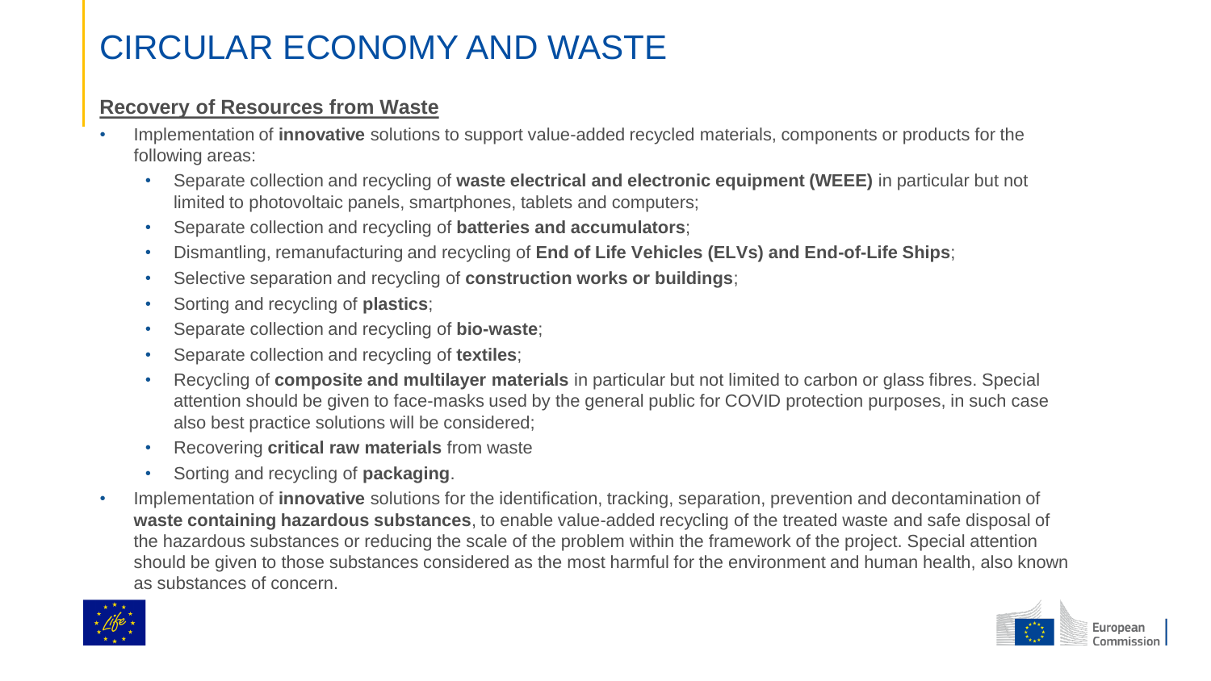# CIRCULAR ECONOMY AND WASTE

## Recovery of Resources from Waste

- Implementation of **innovative** solutions to support value-added recycled materials, components or products for the following areas:
  - Separate collection and recycling of **waste electrical and electronic equipment (WEEE)** in particular but not limited to photovoltaic panels, smartphones, tablets and computers;
  - Separate collection and recycling of **batteries and accumulators**;
  - Dismantling, remanufacturing and recycling of **End of Life Vehicles (ELVs) and End-of-Life Ships**;
  - Selective separation and recycling of **construction works or buildings**;
  - Sorting and recycling of **plastics**;
  - Separate collection and recycling of **bio-waste**;
  - Separate collection and recycling of **textiles**;
  - Recycling of **composite and multilayer materials** in particular but not limited to carbon or glass fibres. Special attention should be given to face-masks used by the general public for COVID protection purposes, in such case also best practice solutions will be considered;
  - Recovering **critical raw materials** from waste
  - Sorting and recycling of **packaging**.
- Implementation of **innovative** solutions for the identification, tracking, separation, prevention and decontamination of **waste containing hazardous substances**, to enable value-added recycling of the treated waste and safe disposal of the hazardous substances or reducing the scale of the problem within the framework of the project. Special attention should be given to those substances considered as the most harmful for the environment and human health, also known as substances of concern.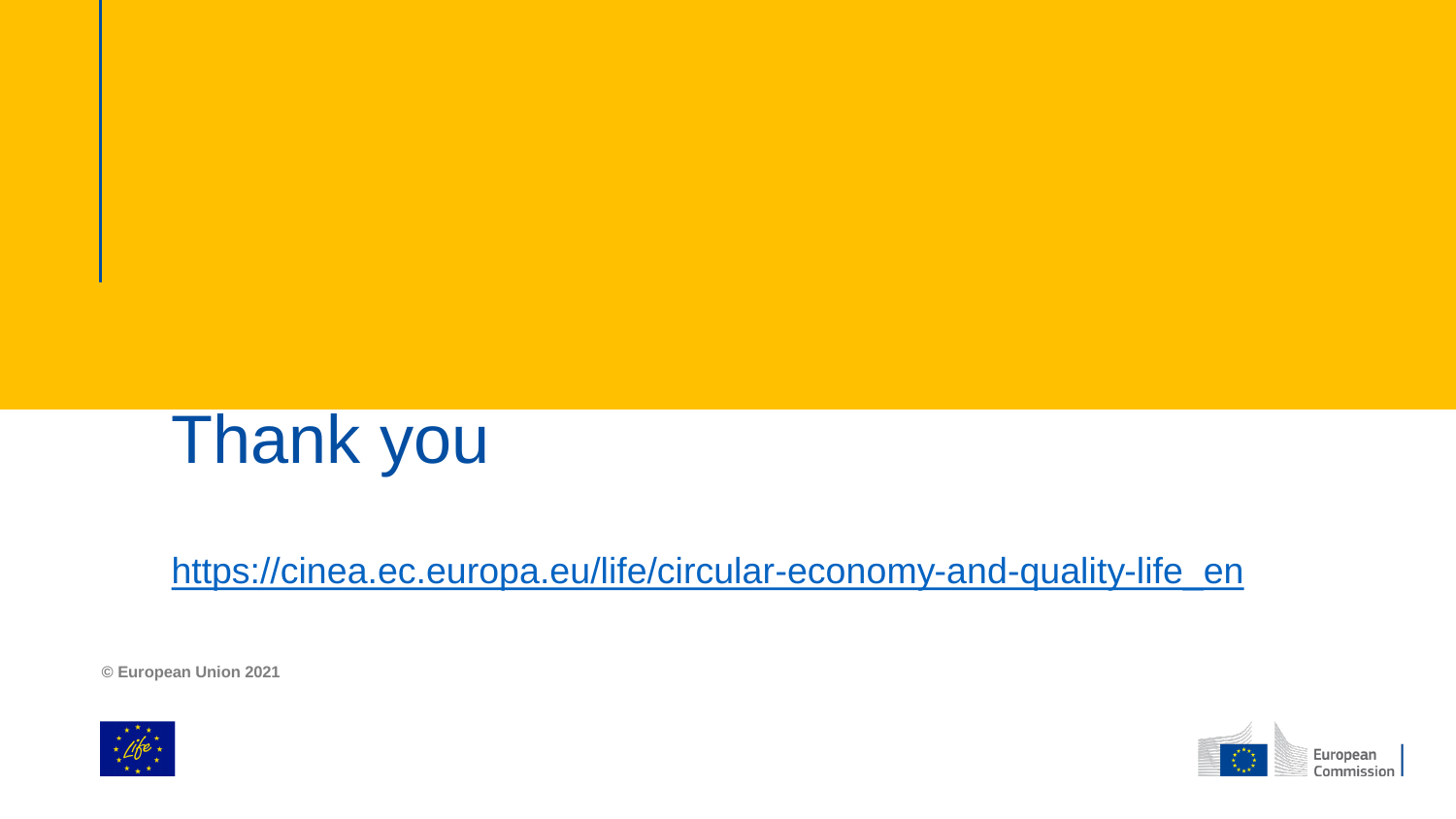# Thank you

https://cinea.ec.europa.eu/life/circular-economy-and-quality-life_en

© European Union 2021